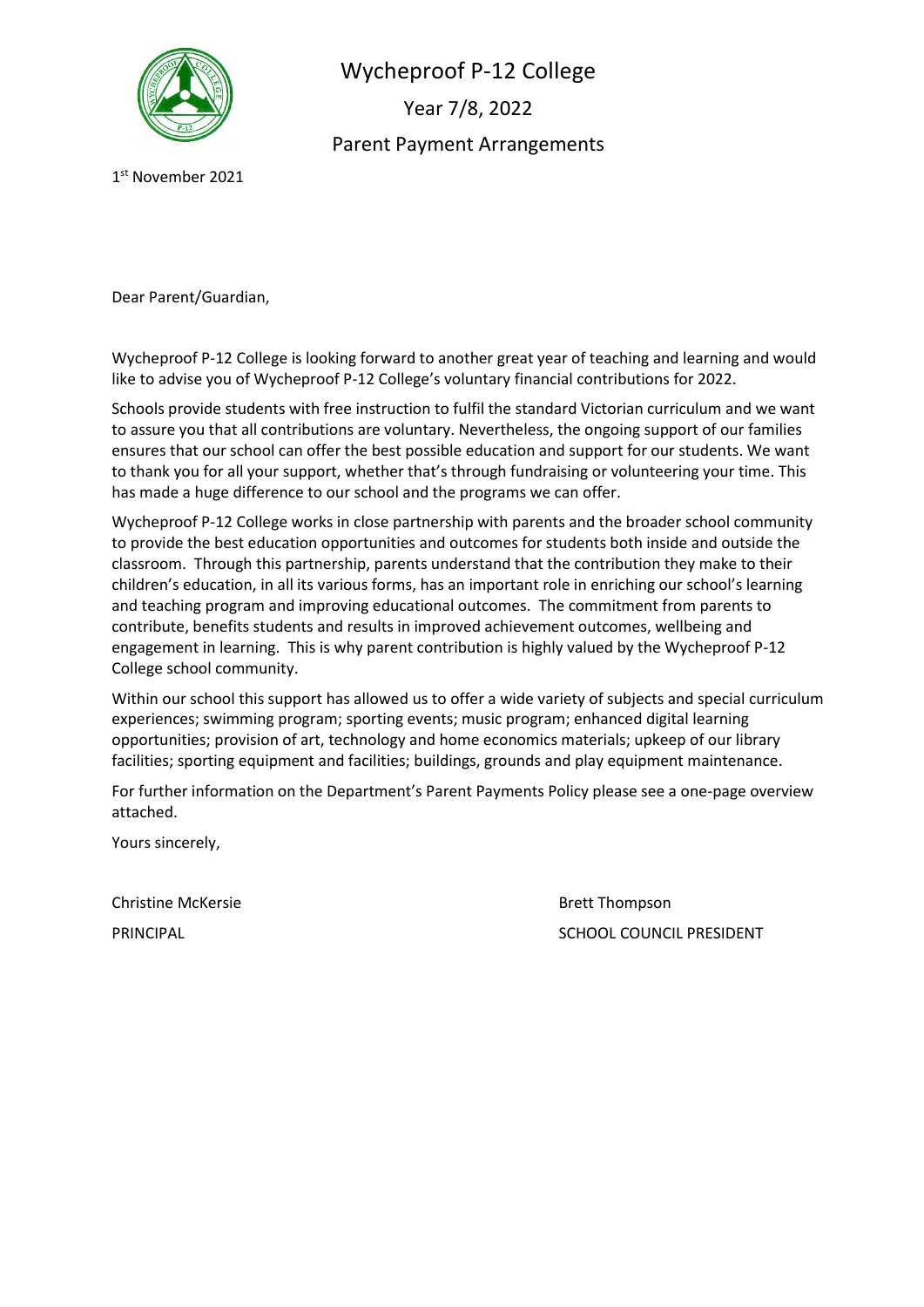# Wycheproof P-12 College

## Year 7/8, 2022

## Parent Payment Arrangements

1st November 2021

Dear Parent/Guardian,

Wycheproof P-12 College is looking forward to another great year of teaching and learning and would like to advise you of Wycheproof P-12 College's voluntary financial contributions for 2022.

Schools provide students with free instruction to fulfil the standard Victorian curriculum and we want to assure you that all contributions are voluntary. Nevertheless, the ongoing support of our families ensures that our school can offer the best possible education and support for our students. We want to thank you for all your support, whether that's through fundraising or volunteering your time. This has made a huge difference to our school and the programs we can offer.

Wycheproof P-12 College works in close partnership with parents and the broader school community to provide the best education opportunities and outcomes for students both inside and outside the classroom. Through this partnership, parents understand that the contribution they make to their children's education, in all its various forms, has an important role in enriching our school's learning and teaching program and improving educational outcomes. The commitment from parents to contribute, benefits students and results in improved achievement outcomes, wellbeing and engagement in learning. This is why parent contribution is highly valued by the Wycheproof P-12 College school community.

Within our school this support has allowed us to offer a wide variety of subjects and special curriculum experiences; swimming program; sporting events; music program; enhanced digital learning opportunities; provision of art, technology and home economics materials; upkeep of our library facilities; sporting equipment and facilities; buildings, grounds and play equipment maintenance.

For further information on the Department's Parent Payments Policy please see a one-page overview attached.

Yours sincerely,

Christine McKersie
PRINCIPAL

Brett Thompson
SCHOOL COUNCIL PRESIDENT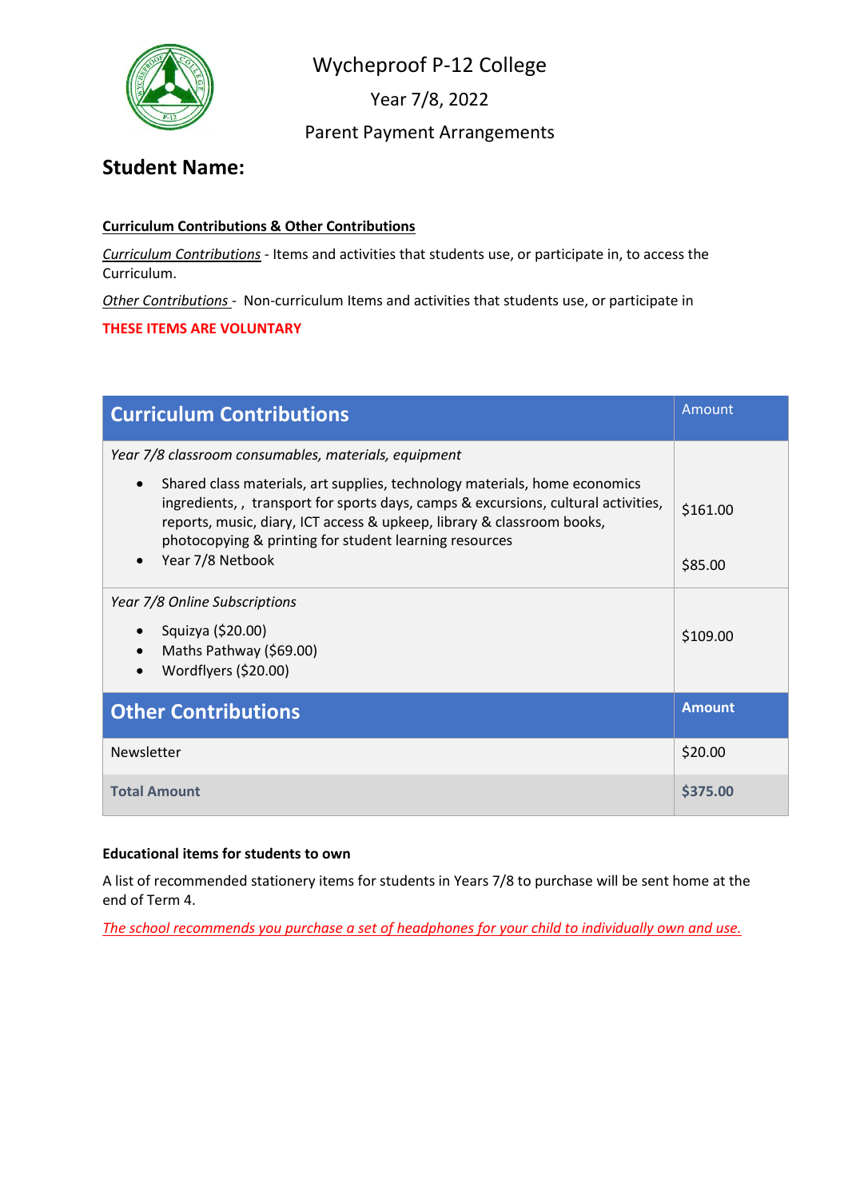# Wycheproof P-12 College

Year 7/8, 2022

Parent Payment Arrangements

## Student Name:

**Curriculum Contributions & Other Contributions**

*Curriculum Contributions* - Items and activities that students use, or participate in, to access the Curriculum.

*Other Contributions* - Non-curriculum Items and activities that students use, or participate in

**THESE ITEMS ARE VOLUNTARY**

| Curriculum Contributions | Amount |
|---|---|
| *Year 7/8 classroom consumables, materials, equipment*<br>• Shared class materials, art supplies, technology materials, home economics ingredients, , transport for sports days, camps & excursions, cultural activities, reports, music, diary, ICT access & upkeep, library & classroom books, photocopying & printing for student learning resources<br>• Year 7/8 Netbook | $161.00<br><br>$85.00 |
| *Year 7/8 Online Subscriptions*<br>• Squizya ($20.00)<br>• Maths Pathway ($69.00)<br>• Wordflyers ($20.00) | $109.00 |
| **Other Contributions** | **Amount** |
| Newsletter | $20.00 |
| **Total Amount** | **$375.00** |

**Educational items for students to own**

A list of recommended stationery items for students in Years 7/8 to purchase will be sent home at the end of Term 4.

*The school recommends you purchase a set of headphones for your child to individually own and use.*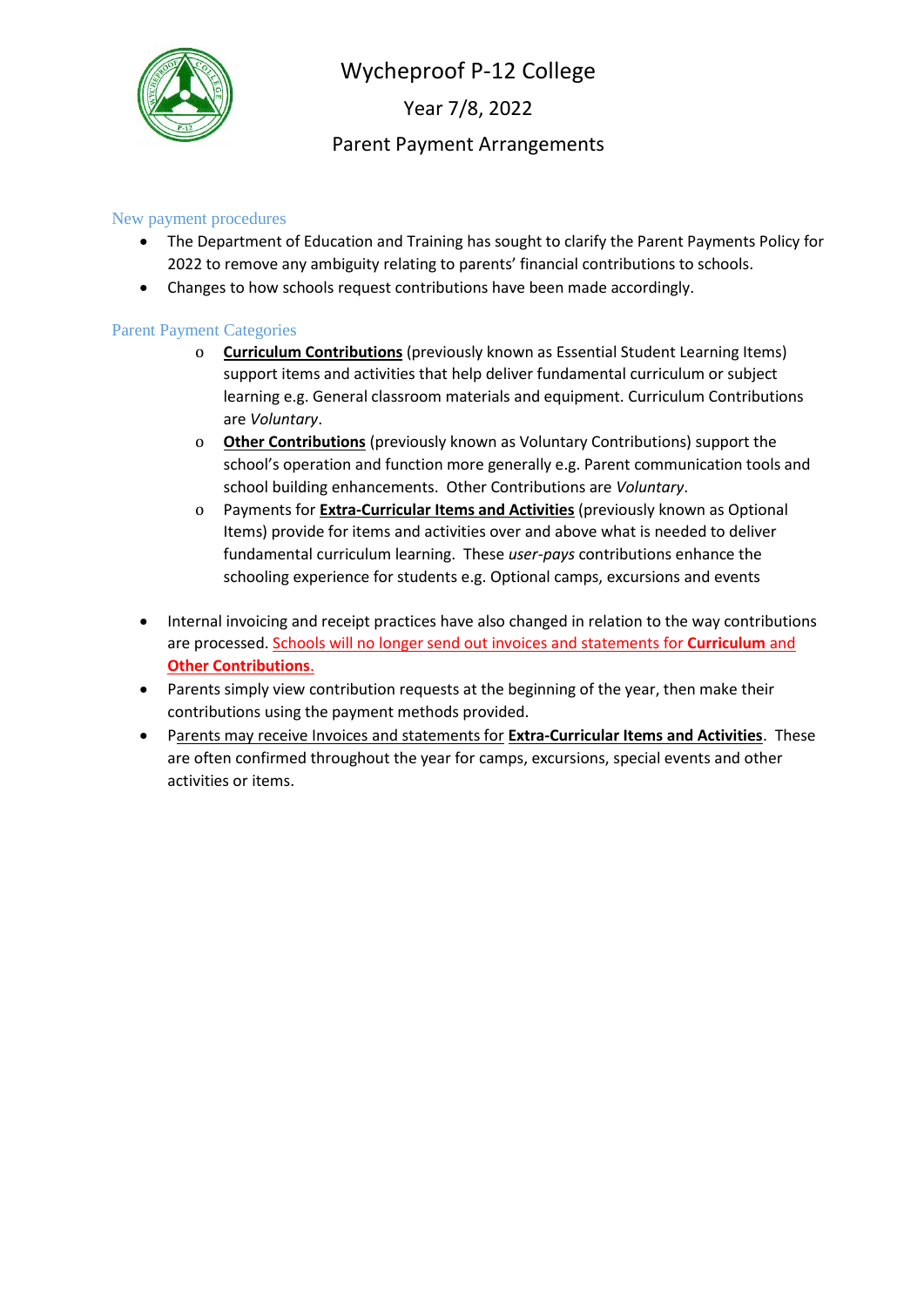# Wycheproof P-12 College

## Year 7/8, 2022

## Parent Payment Arrangements

### New payment procedures

- The Department of Education and Training has sought to clarify the Parent Payments Policy for 2022 to remove any ambiguity relating to parents' financial contributions to schools.
- Changes to how schools request contributions have been made accordingly.

### Parent Payment Categories

- **Curriculum Contributions** (previously known as Essential Student Learning Items) support items and activities that help deliver fundamental curriculum or subject learning e.g. General classroom materials and equipment. Curriculum Contributions are *Voluntary*.
- **Other Contributions** (previously known as Voluntary Contributions) support the school's operation and function more generally e.g. Parent communication tools and school building enhancements. Other Contributions are *Voluntary*.
- Payments for **Extra-Curricular Items and Activities** (previously known as Optional Items) provide for items and activities over and above what is needed to deliver fundamental curriculum learning. These *user-pays* contributions enhance the schooling experience for students e.g. Optional camps, excursions and events

- Internal invoicing and receipt practices have also changed in relation to the way contributions are processed. Schools will no longer send out invoices and statements for **Curriculum** and **Other Contributions**.
- Parents simply view contribution requests at the beginning of the year, then make their contributions using the payment methods provided.
- Parents may receive Invoices and statements for **Extra-Curricular Items and Activities**. These are often confirmed throughout the year for camps, excursions, special events and other activities or items.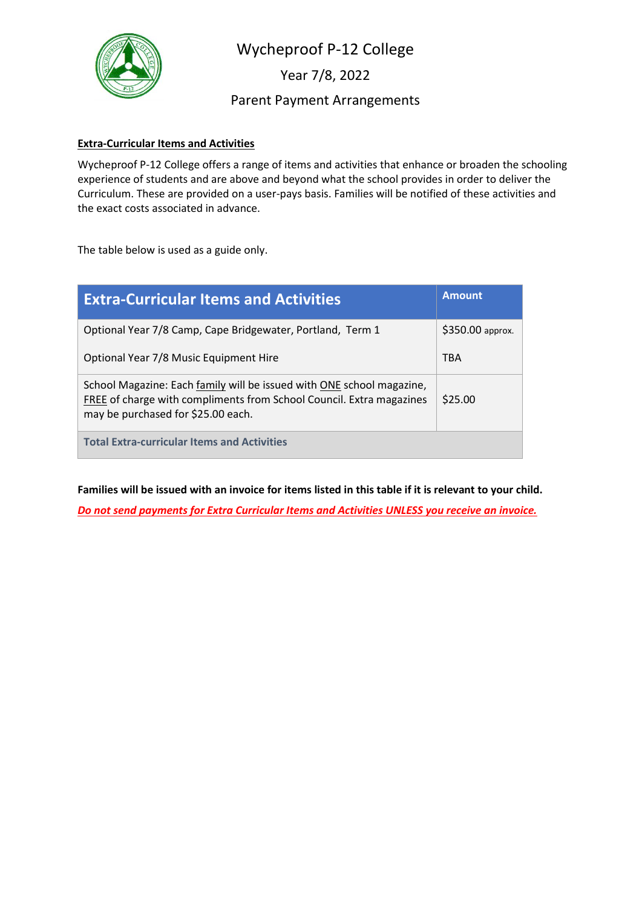# Wycheproof P-12 College

## Year 7/8, 2022

## Parent Payment Arrangements

**Extra-Curricular Items and Activities**

Wycheproof P-12 College offers a range of items and activities that enhance or broaden the schooling experience of students and are above and beyond what the school provides in order to deliver the Curriculum. These are provided on a user-pays basis. Families will be notified of these activities and the exact costs associated in advance.

The table below is used as a guide only.

| Extra-Curricular Items and Activities | Amount |
| --- | --- |
| Optional Year 7/8 Camp, Cape Bridgewater, Portland, Term 1 | $350.00 approx. |
| Optional Year 7/8 Music Equipment Hire | TBA |
| School Magazine: Each family will be issued with ONE school magazine, FREE of charge with compliments from School Council. Extra magazines may be purchased for $25.00 each. | $25.00 |
| **Total Extra-curricular Items and Activities** | |

**Families will be issued with an invoice for items listed in this table if it is relevant to your child.**

***Do not send payments for Extra Curricular Items and Activities UNLESS you receive an invoice.***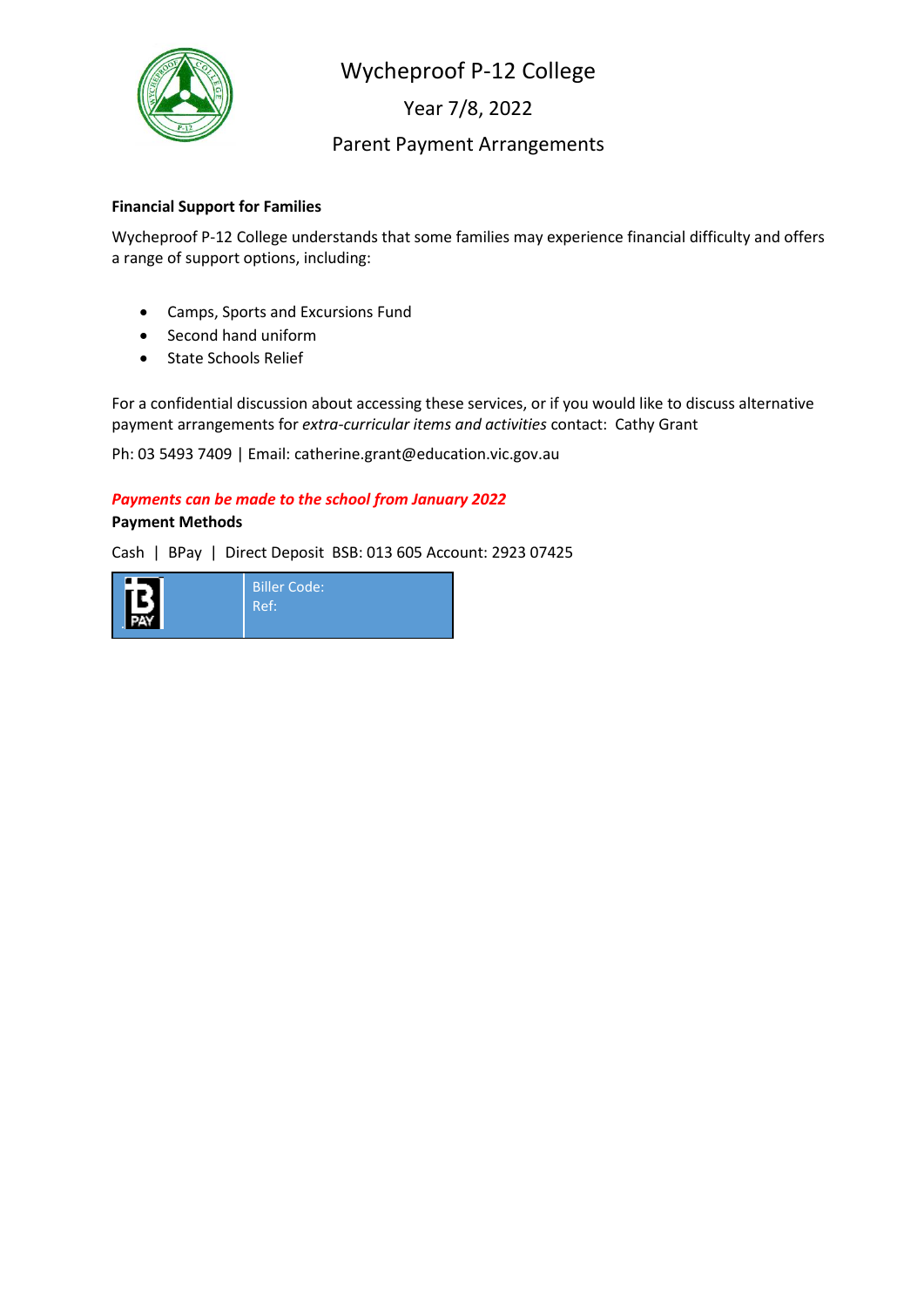# Wycheproof P-12 College

## Year 7/8, 2022

## Parent Payment Arrangements

**Financial Support for Families**

Wycheproof P-12 College understands that some families may experience financial difficulty and offers a range of support options, including:

- Camps, Sports and Excursions Fund
- Second hand uniform
- State Schools Relief

For a confidential discussion about accessing these services, or if you would like to discuss alternative payment arrangements for *extra-curricular items and activities* contact: Cathy Grant

Ph: 03 5493 7409 | Email: catherine.grant@education.vic.gov.au

***Payments can be made to the school from January 2022***

**Payment Methods**

Cash | BPay | Direct Deposit BSB: 013 605 Account: 2923 07425

| | |
|---|---|
| B PAY | Biller Code:<br>Ref: |